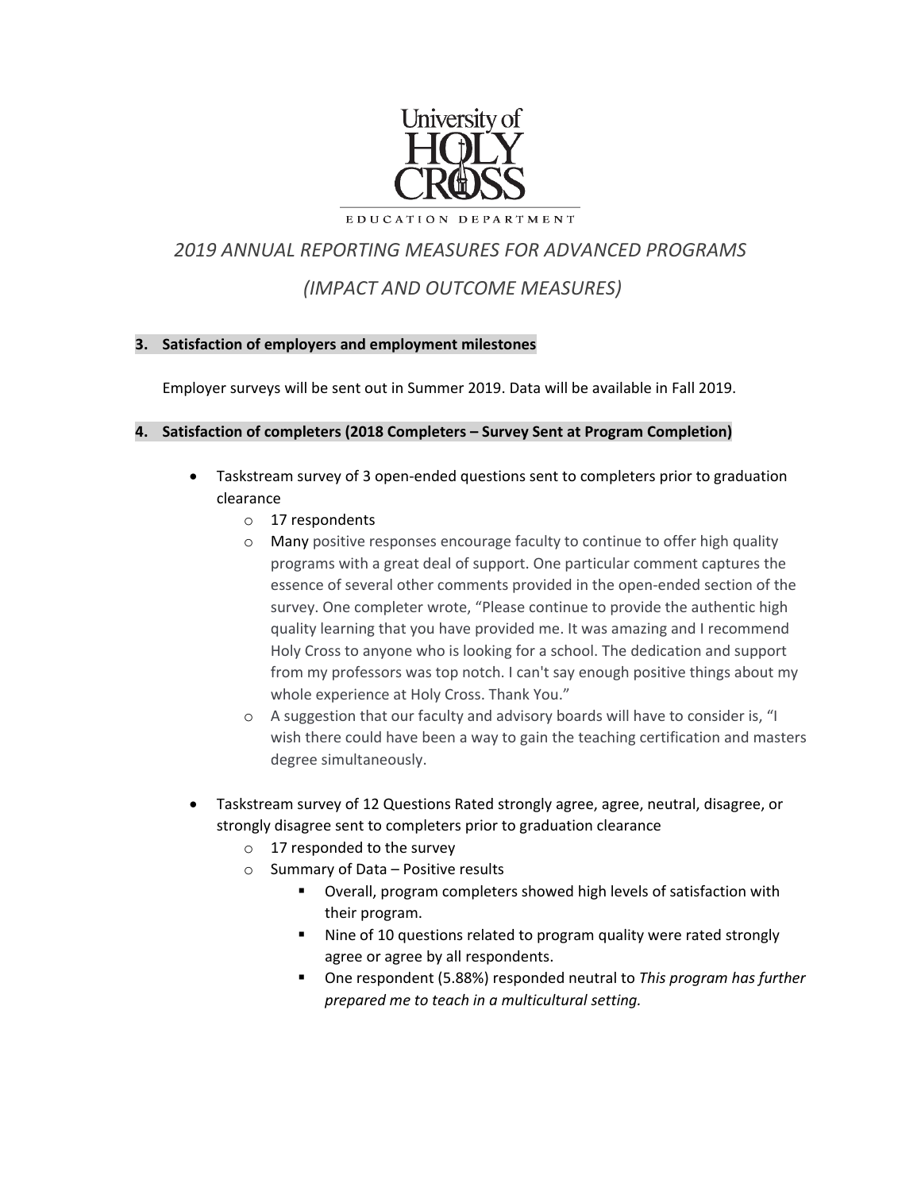University of HOLY CROSS

EDUCATION DEPARTMENT

# *2019 ANNUAL REPORTING MEASURES FOR ADVANCED PROGRAMS*

# *(IMPACT AND OUTCOME MEASURES)*

**3. Satisfaction of employers and employment milestones**

Employer surveys will be sent out in Summer 2019. Data will be available in Fall 2019.

**4. Satisfaction of completers (2018 Completers – Survey Sent at Program Completion)**

- Taskstream survey of 3 open-ended questions sent to completers prior to graduation clearance
  - 17 respondents
  - Many positive responses encourage faculty to continue to offer high quality programs with a great deal of support. One particular comment captures the essence of several other comments provided in the open-ended section of the survey. One completer wrote, "Please continue to provide the authentic high quality learning that you have provided me. It was amazing and I recommend Holy Cross to anyone who is looking for a school. The dedication and support from my professors was top notch. I can't say enough positive things about my whole experience at Holy Cross. Thank You."
  - A suggestion that our faculty and advisory boards will have to consider is, "I wish there could have been a way to gain the teaching certification and masters degree simultaneously.

- Taskstream survey of 12 Questions Rated strongly agree, agree, neutral, disagree, or strongly disagree sent to completers prior to graduation clearance
  - 17 responded to the survey
  - Summary of Data – Positive results
    - Overall, program completers showed high levels of satisfaction with their program.
    - Nine of 10 questions related to program quality were rated strongly agree or agree by all respondents.
    - One respondent (5.88%) responded neutral to *This program has further prepared me to teach in a multicultural setting.*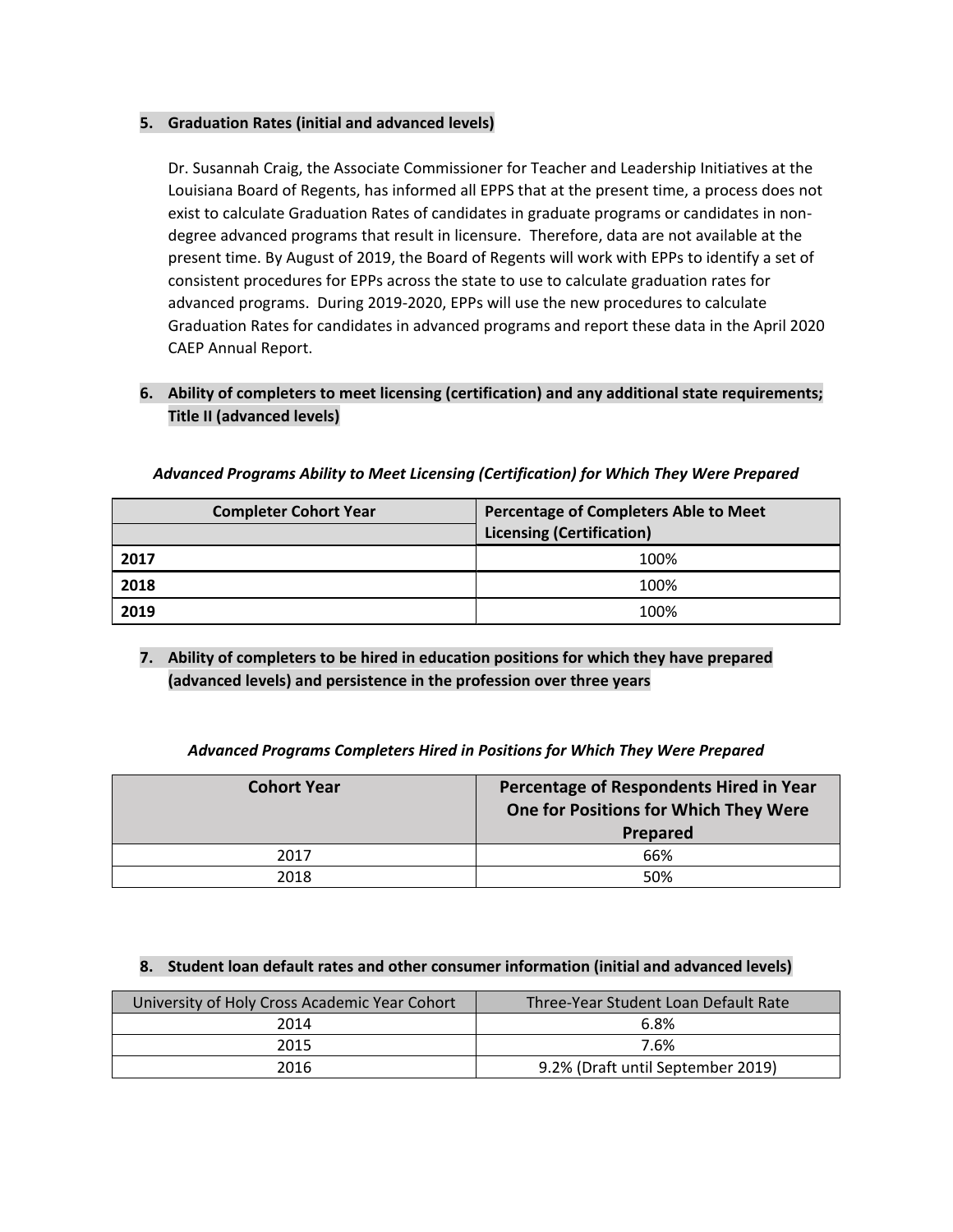**5. Graduation Rates (initial and advanced levels)**

Dr. Susannah Craig, the Associate Commissioner for Teacher and Leadership Initiatives at the Louisiana Board of Regents, has informed all EPPS that at the present time, a process does not exist to calculate Graduation Rates of candidates in graduate programs or candidates in non-degree advanced programs that result in licensure. Therefore, data are not available at the present time. By August of 2019, the Board of Regents will work with EPPs to identify a set of consistent procedures for EPPs across the state to use to calculate graduation rates for advanced programs. During 2019-2020, EPPs will use the new procedures to calculate Graduation Rates for candidates in advanced programs and report these data in the April 2020 CAEP Annual Report.

**6. Ability of completers to meet licensing (certification) and any additional state requirements; Title II (advanced levels)**

***Advanced Programs Ability to Meet Licensing (Certification) for Which They Were Prepared***

| Completer Cohort Year | Percentage of Completers Able to Meet Licensing (Certification) |
|---|---|
| **2017** | 100% |
| **2018** | 100% |
| **2019** | 100% |

**7. Ability of completers to be hired in education positions for which they have prepared (advanced levels) and persistence in the profession over three years**

***Advanced Programs Completers Hired in Positions for Which They Were Prepared***

| Cohort Year | Percentage of Respondents Hired in Year One for Positions for Which They Were Prepared |
|---|---|
| 2017 | 66% |
| 2018 | 50% |

**8. Student loan default rates and other consumer information (initial and advanced levels)**

| University of Holy Cross Academic Year Cohort | Three-Year Student Loan Default Rate |
|---|---|
| 2014 | 6.8% |
| 2015 | 7.6% |
| 2016 | 9.2% (Draft until September 2019) |